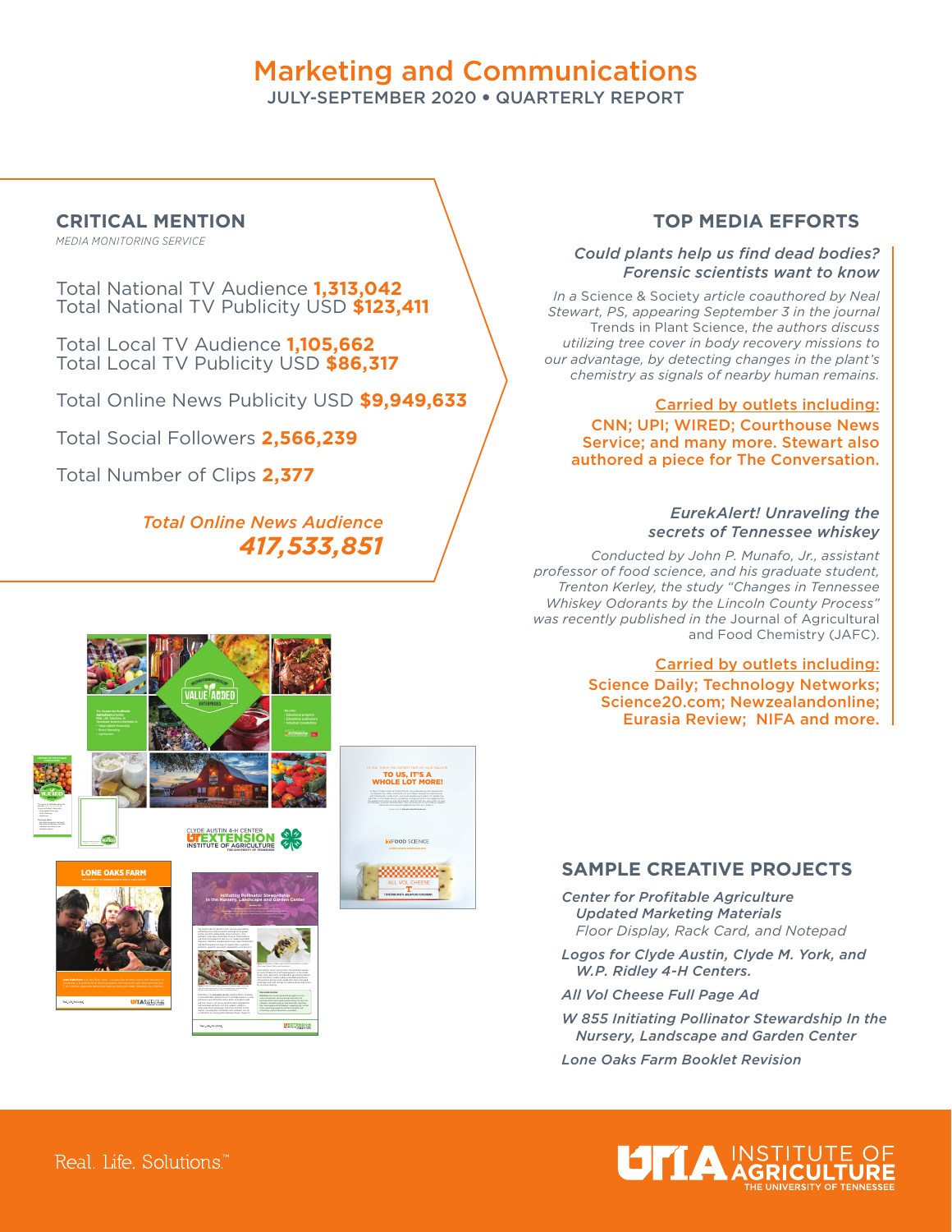# Marketing and Communications

JULY-SEPTEMBER 2020 • QUARTERLY REPORT

## CRITICAL MENTION

*MEDIA MONITORING SERVICE*

Total National TV Audience **1,313,042**
Total National TV Publicity USD **$123,411**

Total Local TV Audience **1,105,662**
Total Local TV Publicity USD **$86,317**

Total Online News Publicity USD **$9,949,633**

Total Social Followers **2,566,239**

Total Number of Clips **2,377**

*Total Online News Audience*
***417,533,851***

## TOP MEDIA EFFORTS

*Could plants help us find dead bodies? Forensic scientists want to know*

*In a* Science & Society *article coauthored by Neal Stewart, PS, appearing September 3 in the journal* Trends in Plant Science, *the authors discuss utilizing tree cover in body recovery missions to our advantage, by detecting changes in the plant's chemistry as signals of nearby human remains.*

Carried by outlets including:
CNN; UPI; WIRED; Courthouse News Service; and many more. Stewart also authored a piece for The Conversation.

*EurekAlert! Unraveling the secrets of Tennessee whiskey*

*Conducted by John P. Munafo, Jr., assistant professor of food science, and his graduate student, Trenton Kerley, the study "Changes in Tennessee Whiskey Odorants by the Lincoln County Process" was recently published in the* Journal of Agricultural and Food Chemistry (JAFC).

Carried by outlets including:
Science Daily; Technology Networks; Science20.com; Newzealandonline; Eurasia Review; NIFA and more.

## SAMPLE CREATIVE PROJECTS

*Center for Profitable Agriculture Updated Marketing Materials*
*Floor Display, Rack Card, and Notepad*

*Logos for Clyde Austin, Clyde M. York, and W.P. Ridley 4-H Centers.*

*All Vol Cheese Full Page Ad*

*W 855 Initiating Pollinator Stewardship In the Nursery, Landscape and Garden Center*

*Lone Oaks Farm Booklet Revision*

Real. Life. Solutions.™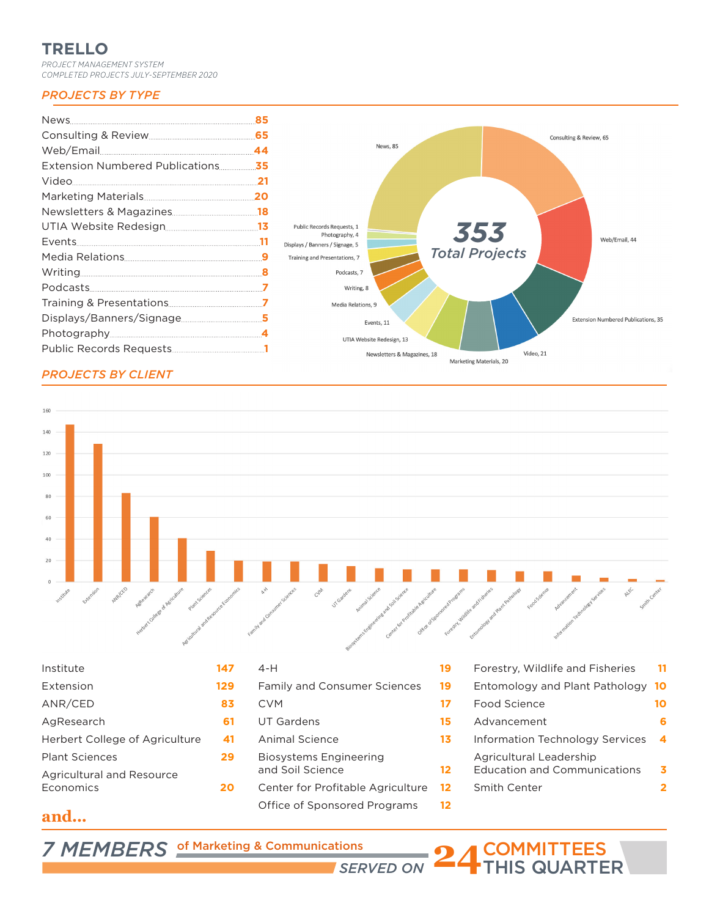# TRELLO

*PROJECT MANAGEMENT SYSTEM*
*COMPLETED PROJECTS JULY-SEPTEMBER 2020*

## PROJECTS BY TYPE

| | |
|---|---|
| News | 85 |
| Consulting & Review | 65 |
| Web/Email | 44 |
| Extension Numbered Publications | 35 |
| Video | 21 |
| Marketing Materials | 20 |
| Newsletters & Magazines | 18 |
| UTIA Website Redesign | 13 |
| Events | 11 |
| Media Relations | 9 |
| Writing | 8 |
| Podcasts | 7 |
| Training & Presentations | 7 |
| Displays/Banners/Signage | 5 |
| Photography | 4 |
| Public Records Requests | 1 |

353
Total Projects

News, 85
Consulting & Review, 65
Web/Email, 44
Extension Numbered Publications, 35
Video, 21
Marketing Materials, 20
Newsletters & Magazines, 18
UTIA Website Redesign, 13
Events, 11
Media Relations, 9
Writing, 8
Podcasts, 7
Training and Presentations, 7
Displays / Banners / Signage, 5
Photography, 4
Public Records Requests, 1

## PROJECTS BY CLIENT

0
20
40
60
80
100
120
140
160

Institute
Extension
ANR/CED
AgResearch
Herbert College of Agriculture
Plant Sciences
Agricultural and Resource Economics
4-H
Family and Consumer Sciences
CVM
UT Gardens
Animal Science
Biosystems Engineering and Soil Science
Center for Profitable Agriculture
Office of Sponsored Programs
Forestry, Wildlife and Fisheries
Entomology and Plant Pathology
Food Science
Advancement
Information Technology Services
ALEC
Smith Center

| | |
|---|---|
| Institute | 147 |
| Extension | 129 |
| ANR/CED | 83 |
| AgResearch | 61 |
| Herbert College of Agriculture | 41 |
| Plant Sciences | 29 |
| Agricultural and Resource Economics | 20 |
| 4-H | 19 |
| Family and Consumer Sciences | 19 |
| CVM | 17 |
| UT Gardens | 15 |
| Animal Science | 13 |
| Biosystems Engineering and Soil Science | 12 |
| Center for Profitable Agriculture | 12 |
| Office of Sponsored Programs | 12 |
| Forestry, Wildlife and Fisheries | 11 |
| Entomology and Plant Pathology | 10 |
| Food Science | 10 |
| Advancement | 6 |
| Information Technology Services | 4 |
| Agricultural Leadership Education and Communications | 3 |
| Smith Center | 2 |

**and...**

*7 MEMBERS* of Marketing & Communications *SERVED ON* **24** COMMITTEES THIS QUARTER